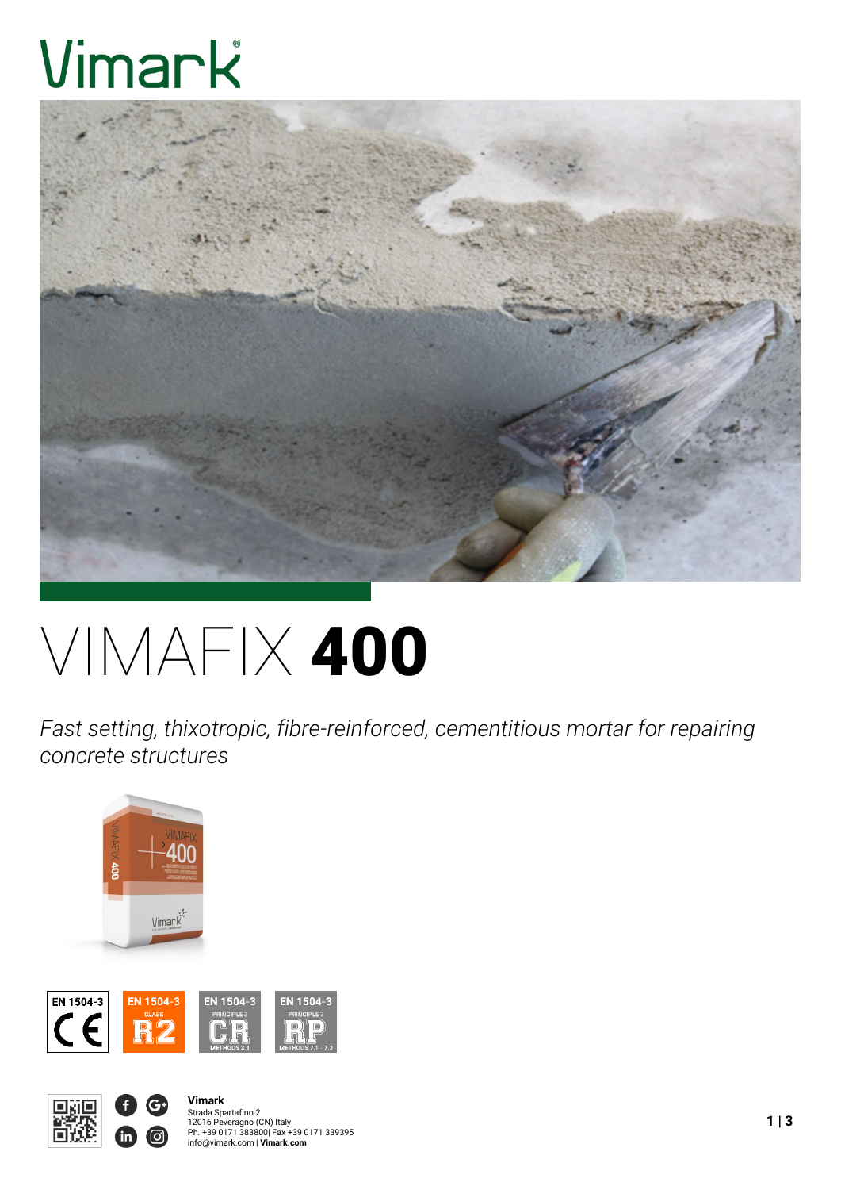# Vimark

# VIMAFIX **400**

*Fast setting, thixotropic, fibre-reinforced, cementitious mortar for repairing concrete structures*

EN 1504-3 CE

EN 1504-3 CLASS R2

EN 1504-3 PRINCIPLE 3 CR METHODS 3.1

EN 1504-3 PRINCIPLE 7 RP METHODS 7.1 - 7.2

**Vimark**
Strada Spartafino 2
12016 Peveragno (CN) Italy
Ph. +39 0171 383800| Fax +39 0171 339395
info@vimark.com | **Vimark.com**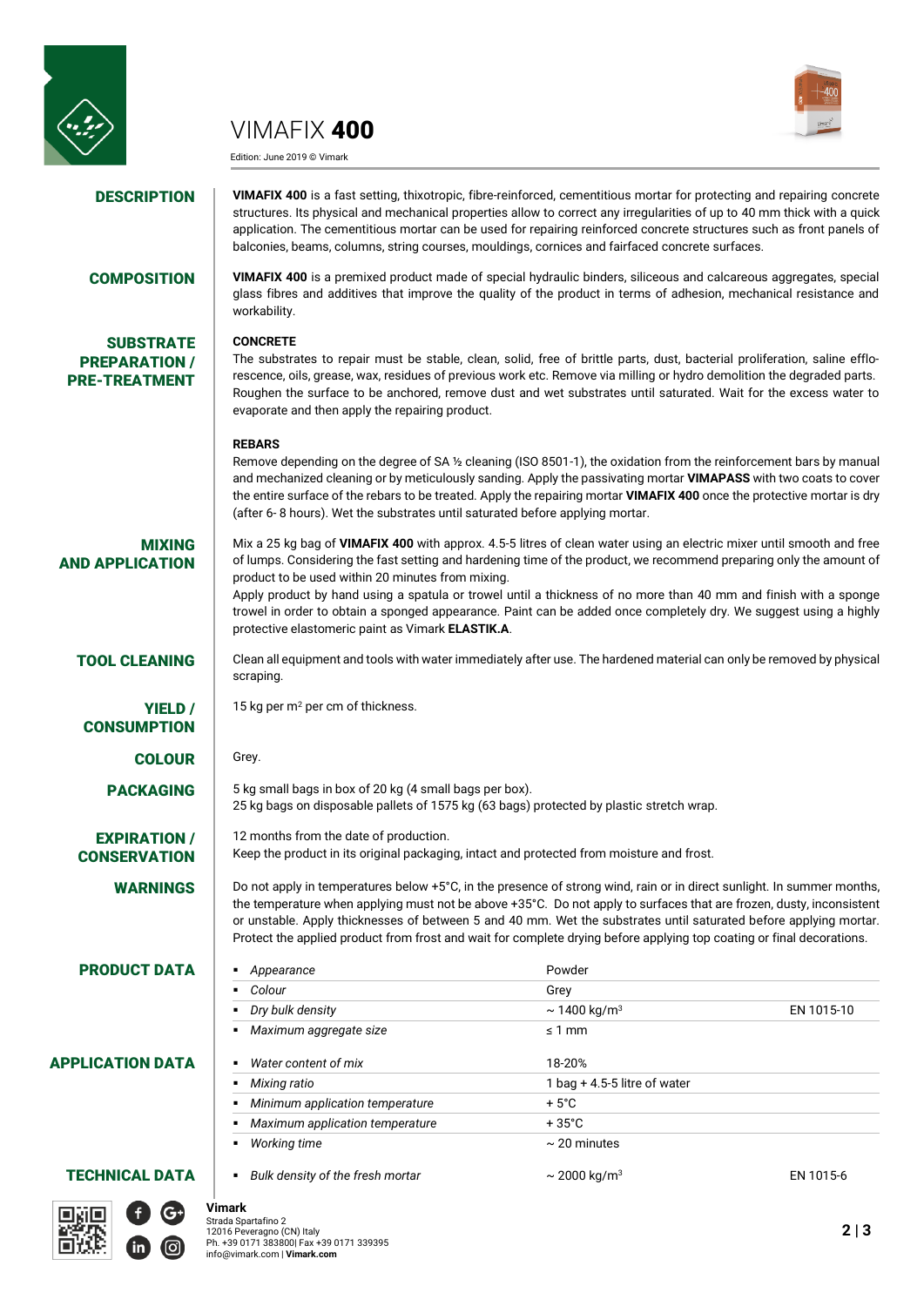# VIMAFIX **400**

Edition: June 2019 © Vimark

## DESCRIPTION

**VIMAFIX 400** is a fast setting, thixotropic, fibre-reinforced, cementitious mortar for protecting and repairing concrete structures. Its physical and mechanical properties allow to correct any irregularities of up to 40 mm thick with a quick application. The cementitious mortar can be used for repairing reinforced concrete structures such as front panels of balconies, beams, columns, string courses, mouldings, cornices and fairfaced concrete surfaces.

## COMPOSITION

**VIMAFIX 400** is a premixed product made of special hydraulic binders, siliceous and calcareous aggregates, special glass fibres and additives that improve the quality of the product in terms of adhesion, mechanical resistance and workability.

## SUBSTRATE PREPARATION / PRE-TREATMENT

**CONCRETE**

The substrates to repair must be stable, clean, solid, free of brittle parts, dust, bacterial proliferation, saline efflorescence, oils, grease, wax, residues of previous work etc. Remove via milling or hydro demolition the degraded parts. Roughen the surface to be anchored, remove dust and wet substrates until saturated. Wait for the excess water to evaporate and then apply the repairing product.

**REBARS**

Remove depending on the degree of SA ½ cleaning (ISO 8501-1), the oxidation from the reinforcement bars by manual and mechanized cleaning or by meticulously sanding. Apply the passivating mortar **VIMAPASS** with two coats to cover the entire surface of the rebars to be treated. Apply the repairing mortar **VIMAFIX 400** once the protective mortar is dry (after 6- 8 hours). Wet the substrates until saturated before applying mortar.

## MIXING AND APPLICATION

Mix a 25 kg bag of **VIMAFIX 400** with approx. 4.5-5 litres of clean water using an electric mixer until smooth and free of lumps. Considering the fast setting and hardening time of the product, we recommend preparing only the amount of product to be used within 20 minutes from mixing.

Apply product by hand using a spatula or trowel until a thickness of no more than 40 mm and finish with a sponge trowel in order to obtain a sponged appearance. Paint can be added once completely dry. We suggest using a highly protective elastomeric paint as Vimark **ELASTIK.A**.

## TOOL CLEANING

Clean all equipment and tools with water immediately after use. The hardened material can only be removed by physical scraping.

## YIELD / CONSUMPTION

15 kg per m$^2$ per cm of thickness.

## COLOUR

Grey.

## PACKAGING

5 kg small bags in box of 20 kg (4 small bags per box).
25 kg bags on disposable pallets of 1575 kg (63 bags) protected by plastic stretch wrap.

## EXPIRATION / CONSERVATION

12 months from the date of production.
Keep the product in its original packaging, intact and protected from moisture and frost.

## WARNINGS

Do not apply in temperatures below +5°C, in the presence of strong wind, rain or in direct sunlight. In summer months, the temperature when applying must not be above +35°C. Do not apply to surfaces that are frozen, dusty, inconsistent or unstable. Apply thicknesses of between 5 and 40 mm. Wet the substrates until saturated before applying mortar. Protect the applied product from frost and wait for complete drying before applying top coating or final decorations.

## PRODUCT DATA

| Property | Value | Standard |
|---|---|---|
| *Appearance* | Powder | |
| *Colour* | Grey | |
| *Dry bulk density* | ~ 1400 kg/m$^3$ | EN 1015-10 |
| *Maximum aggregate size* | ≤ 1 mm | |

## APPLICATION DATA

| Property | Value |
|---|---|
| *Water content of mix* | 18-20% |
| *Mixing ratio* | 1 bag + 4.5-5 litre of water |
| *Minimum application temperature* | + 5°C |
| *Maximum application temperature* | + 35°C |
| *Working time* | ~ 20 minutes |

## TECHNICAL DATA

| Property | Value | Standard |
|---|---|---|
| *Bulk density of the fresh mortar* | ~ 2000 kg/m$^3$ | EN 1015-6 |

**Vimark**
Strada Spartafino 2
12016 Peveragno (CN) Italy
Ph. +39 0171 383800| Fax +39 0171 339395
info@vimark.com | **Vimark.com**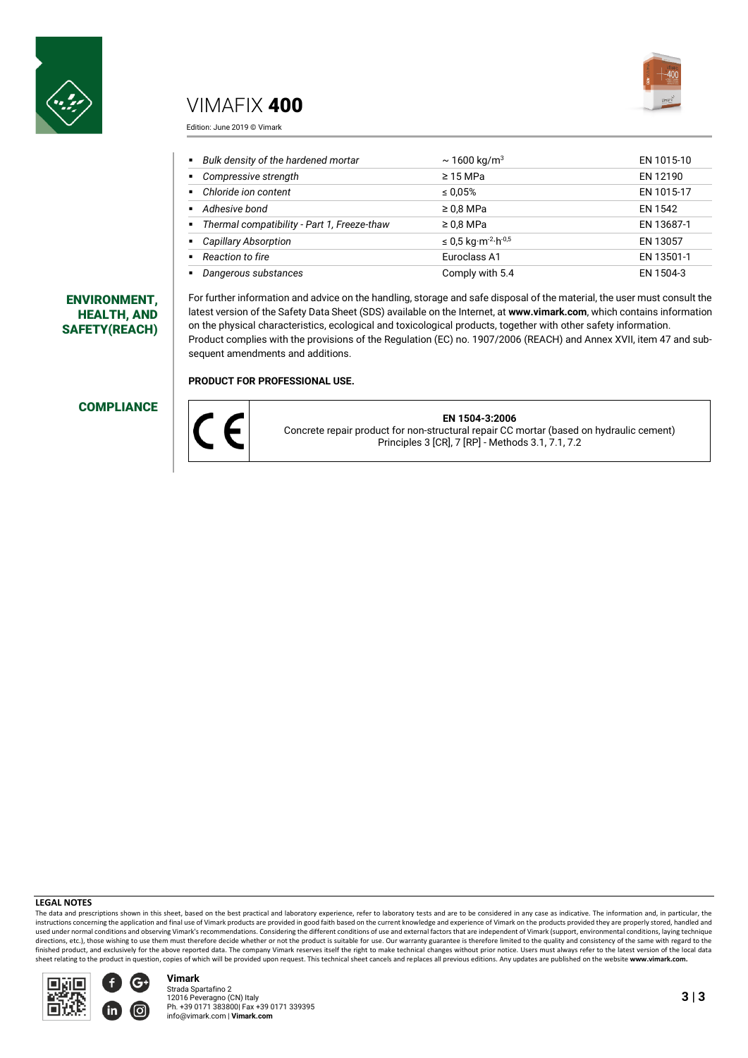# VIMAFIX **400**

Edition: June 2019 © Vimark

| | | |
|---|---|---|
| ▪ *Bulk density of the hardened mortar* | ~ 1600 kg/m$^3$ | EN 1015-10 |
| ▪ *Compressive strength* | ≥ 15 MPa | EN 12190 |
| ▪ *Chloride ion content* | ≤ 0,05% | EN 1015-17 |
| ▪ *Adhesive bond* | ≥ 0,8 MPa | EN 1542 |
| ▪ *Thermal compatibility - Part 1, Freeze-thaw* | ≥ 0,8 MPa | EN 13687-1 |
| ▪ *Capillary Absorption* | ≤ 0,5 kg·m$^{-2}$·h$^{-0,5}$ | EN 13057 |
| ▪ *Reaction to fire* | Euroclass A1 | EN 13501-1 |
| ▪ *Dangerous substances* | Comply with 5.4 | EN 1504-3 |

## ENVIRONMENT, HEALTH, AND SAFETY(REACH)

For further information and advice on the handling, storage and safe disposal of the material, the user must consult the latest version of the Safety Data Sheet (SDS) available on the Internet, at **www.vimark.com**, which contains information on the physical characteristics, ecological and toxicological products, together with other safety information.
Product complies with the provisions of the Regulation (EC) no. 1907/2006 (REACH) and Annex XVII, item 47 and subsequent amendments and additions.

**PRODUCT FOR PROFESSIONAL USE.**

## COMPLIANCE

CE

**EN 1504-3:2006**
Concrete repair product for non-structural repair CC mortar (based on hydraulic cement)
Principles 3 [CR], 7 [RP] - Methods 3.1, 7.1, 7.2

**LEGAL NOTES**

The data and prescriptions shown in this sheet, based on the best practical and laboratory experience, refer to laboratory tests and are to be considered in any case as indicative. The information and, in particular, the instructions concerning the application and final use of Vimark products are provided in good faith based on the current knowledge and experience of Vimark on the products provided they are properly stored, handled and used under normal conditions and observing Vimark's recommendations. Considering the different conditions of use and external factors that are independent of Vimark (support, environmental conditions, laying technique directions, etc.), those wishing to use them must therefore decide whether or not the product is suitable for use. Our warranty guarantee is therefore limited to the quality and consistency of the same with regard to the finished product, and exclusively for the above reported data. The company Vimark reserves itself the right to make technical changes without prior notice. Users must always refer to the latest version of the local data sheet relating to the product in question, copies of which will be provided upon request. This technical sheet cancels and replaces all previous editions. Any updates are published on the website **www.vimark.com.**

**Vimark**
Strada Spartafino 2
12016 Peveragno (CN) Italy
Ph. +39 0171 383800| Fax +39 0171 339395
info@vimark.com | **Vimark.com**